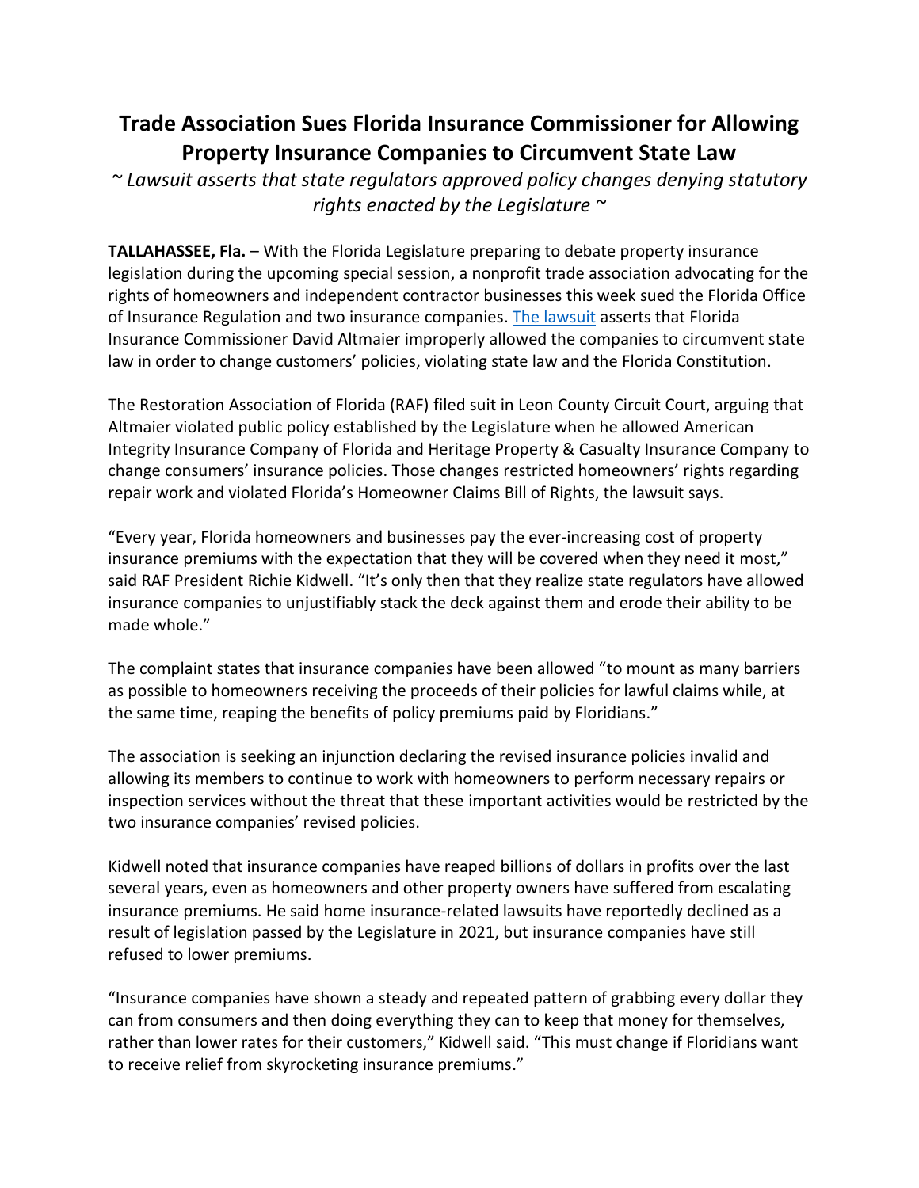# Trade Association Sues Florida Insurance Commissioner for Allowing Property Insurance Companies to Circumvent State Law

*~ Lawsuit asserts that state regulators approved policy changes denying statutory rights enacted by the Legislature ~*

**TALLAHASSEE, Fla.** – With the Florida Legislature preparing to debate property insurance legislation during the upcoming special session, a nonprofit trade association advocating for the rights of homeowners and independent contractor businesses this week sued the Florida Office of Insurance Regulation and two insurance companies. The lawsuit asserts that Florida Insurance Commissioner David Altmaier improperly allowed the companies to circumvent state law in order to change customers' policies, violating state law and the Florida Constitution.

The Restoration Association of Florida (RAF) filed suit in Leon County Circuit Court, arguing that Altmaier violated public policy established by the Legislature when he allowed American Integrity Insurance Company of Florida and Heritage Property & Casualty Insurance Company to change consumers' insurance policies. Those changes restricted homeowners' rights regarding repair work and violated Florida's Homeowner Claims Bill of Rights, the lawsuit says.

"Every year, Florida homeowners and businesses pay the ever-increasing cost of property insurance premiums with the expectation that they will be covered when they need it most," said RAF President Richie Kidwell. "It's only then that they realize state regulators have allowed insurance companies to unjustifiably stack the deck against them and erode their ability to be made whole."

The complaint states that insurance companies have been allowed "to mount as many barriers as possible to homeowners receiving the proceeds of their policies for lawful claims while, at the same time, reaping the benefits of policy premiums paid by Floridians."

The association is seeking an injunction declaring the revised insurance policies invalid and allowing its members to continue to work with homeowners to perform necessary repairs or inspection services without the threat that these important activities would be restricted by the two insurance companies' revised policies.

Kidwell noted that insurance companies have reaped billions of dollars in profits over the last several years, even as homeowners and other property owners have suffered from escalating insurance premiums. He said home insurance-related lawsuits have reportedly declined as a result of legislation passed by the Legislature in 2021, but insurance companies have still refused to lower premiums.

"Insurance companies have shown a steady and repeated pattern of grabbing every dollar they can from consumers and then doing everything they can to keep that money for themselves, rather than lower rates for their customers," Kidwell said. "This must change if Floridians want to receive relief from skyrocketing insurance premiums."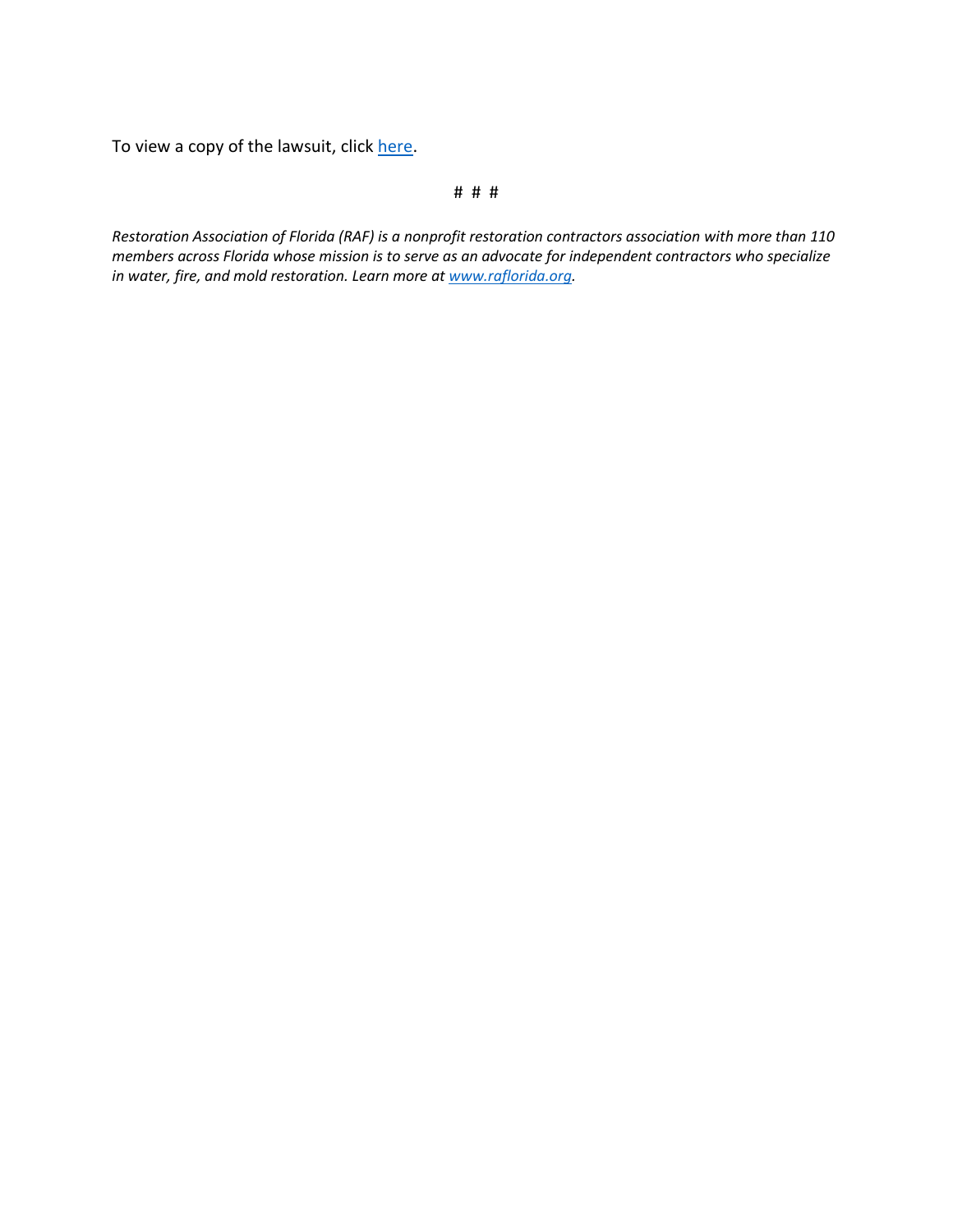To view a copy of the lawsuit, click here.

# # #

*Restoration Association of Florida (RAF) is a nonprofit restoration contractors association with more than 110 members across Florida whose mission is to serve as an advocate for independent contractors who specialize in water, fire, and mold restoration. Learn more at www.raflorida.org.*